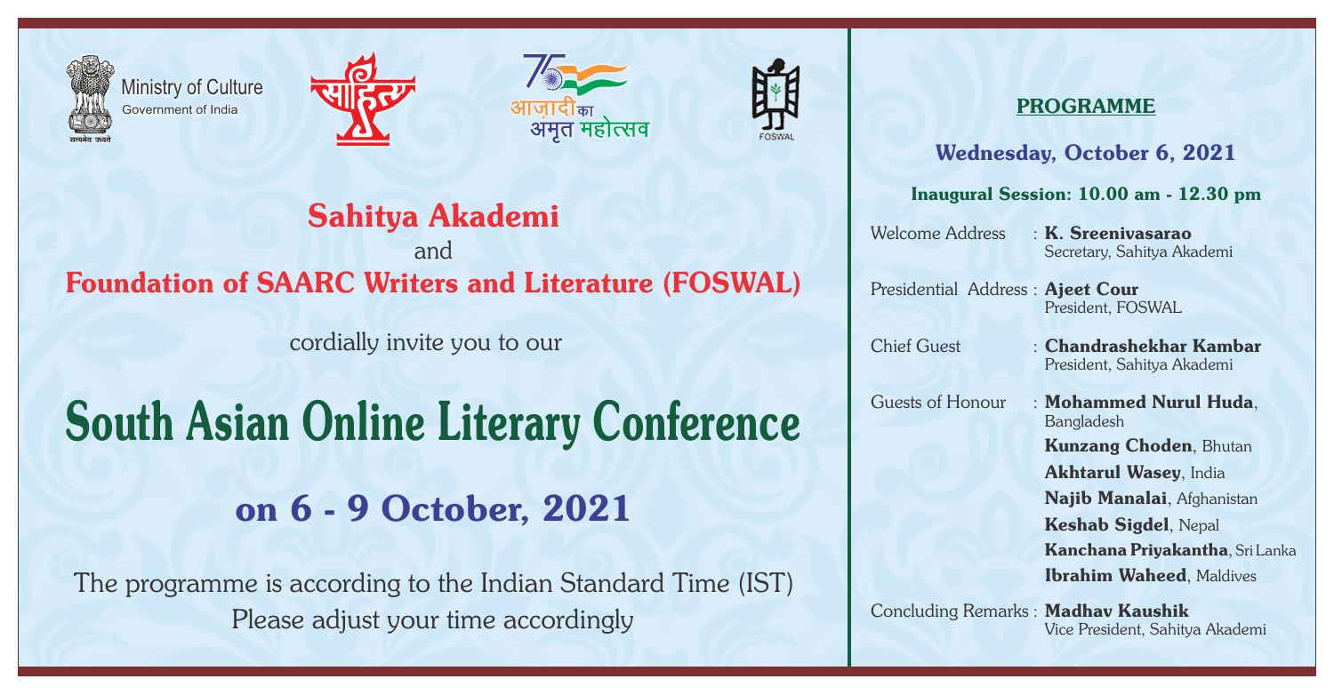Ministry of Culture
Government of India

साहित्य

आज़ादी का अमृत महोत्सव

FOSWAL

## Sahitya Akademi

and

## Foundation of SAARC Writers and Literature (FOSWAL)

cordially invite you to our

# South Asian Online Literary Conference

## on 6 - 9 October, 2021

The programme is according to the Indian Standard Time (IST)
Please adjust your time accordingly

## PROGRAMME

### Wednesday, October 6, 2021

**Inaugural Session: 10.00 am - 12.30 pm**

Welcome Address : **K. Sreenivasarao**
Secretary, Sahitya Akademi

Presidential Address : **Ajeet Cour**
President, FOSWAL

Chief Guest : **Chandrashekhar Kambar**
President, Sahitya Akademi

Guests of Honour : **Mohammed Nurul Huda**, Bangladesh
**Kunzang Choden**, Bhutan
**Akhtarul Wasey**, India
**Najib Manalai**, Afghanistan
**Keshab Sigdel**, Nepal
**Kanchana Priyakantha**, Sri Lanka
**Ibrahim Waheed**, Maldives

Concluding Remarks : **Madhav Kaushik**
Vice President, Sahitya Akademi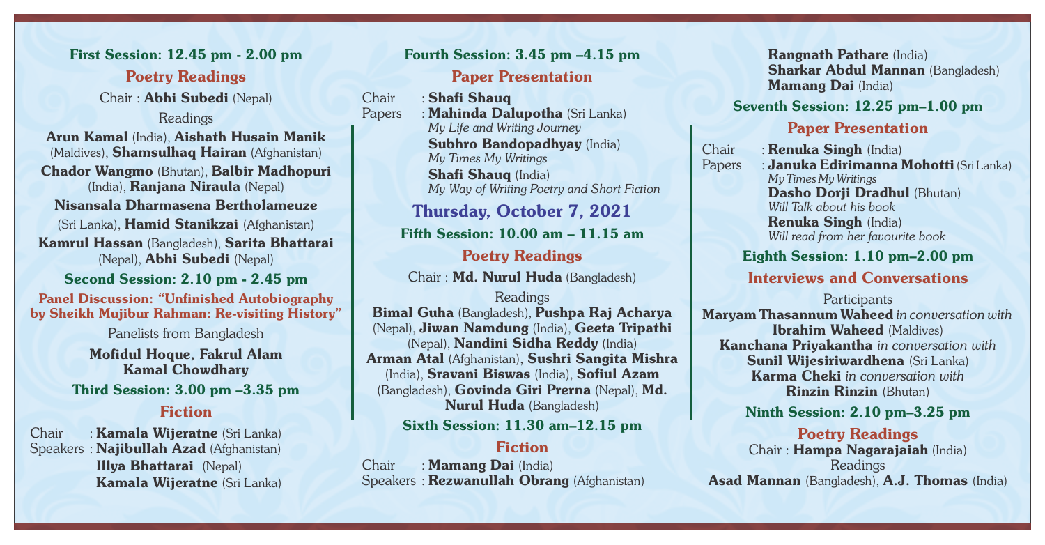### First Session: 12.45 pm - 2.00 pm

#### Poetry Readings

Chair : **Abhi Subedi** (Nepal)

Readings

**Arun Kamal** (India), **Aishath Husain Manik** (Maldives), **Shamsulhaq Hairan** (Afghanistan)
**Chador Wangmo** (Bhutan), **Balbir Madhopuri** (India), **Ranjana Niraula** (Nepal)
**Nisansala Dharmasena Bertholameuze** (Sri Lanka), **Hamid Stanikzai** (Afghanistan)
**Kamrul Hassan** (Bangladesh), **Sarita Bhattarai** (Nepal), **Abhi Subedi** (Nepal)

### Second Session: 2.10 pm - 2.45 pm

#### Panel Discussion: "Unfinished Autobiography by Sheikh Mujibur Rahman: Re-visiting History"

Panelists from Bangladesh

**Mofidul Hoque, Fakrul Alam**
**Kamal Chowdhary**

### Third Session: 3.00 pm –3.35 pm

#### Fiction

Chair : **Kamala Wijeratne** (Sri Lanka)
Speakers : **Najibullah Azad** (Afghanistan)
**Illya Bhattarai** (Nepal)
**Kamala Wijeratne** (Sri Lanka)

### Fourth Session: 3.45 pm –4.15 pm

#### Paper Presentation

Chair : **Shafi Shauq**
Papers : **Mahinda Dalupotha** (Sri Lanka)
*My Life and Writing Journey*
**Subhro Bandopadhyay** (India)
*My Times My Writings*
**Shafi Shauq** (India)
*My Way of Writing Poetry and Short Fiction*

## Thursday, October 7, 2021

### Fifth Session: 10.00 am – 11.15 am

#### Poetry Readings

Chair : **Md. Nurul Huda** (Bangladesh)

Readings

**Bimal Guha** (Bangladesh), **Pushpa Raj Acharya** (Nepal), **Jiwan Namdung** (India), **Geeta Tripathi** (Nepal), **Nandini Sidha Reddy** (India)
**Arman Atal** (Afghanistan), **Sushri Sangita Mishra** (India), **Sravani Biswas** (India), **Sofiul Azam** (Bangladesh), **Govinda Giri Prerna** (Nepal), **Md. Nurul Huda** (Bangladesh)

### Sixth Session: 11.30 am–12.15 pm

#### Fiction

Chair : **Mamang Dai** (India)
Speakers : **Rezwanullah Obrang** (Afghanistan)
**Rangnath Pathare** (India)
**Sharkar Abdul Mannan** (Bangladesh)
**Mamang Dai** (India)

### Seventh Session: 12.25 pm–1.00 pm

#### Paper Presentation

Chair : **Renuka Singh** (India)
Papers : **Januka Edirimanna Mohotti** (Sri Lanka)
*My Times My Writings*
**Dasho Dorji Dradhul** (Bhutan)
*Will Talk about his book*
**Renuka Singh** (India)
*Will read from her favourite book*

### Eighth Session: 1.10 pm–2.00 pm

#### Interviews and Conversations

Participants

**Maryam Thasannum Waheed** *in conversation with* **Ibrahim Waheed** (Maldives)
**Kanchana Priyakantha** *in conversation with* **Sunil Wijesiriwardhena** (Sri Lanka)
**Karma Cheki** *in conversation with* **Rinzin Rinzin** (Bhutan)

### Ninth Session: 2.10 pm–3.25 pm

#### Poetry Readings

Chair : **Hampa Nagarajaiah** (India)

Readings

**Asad Mannan** (Bangladesh), **A.J. Thomas** (India)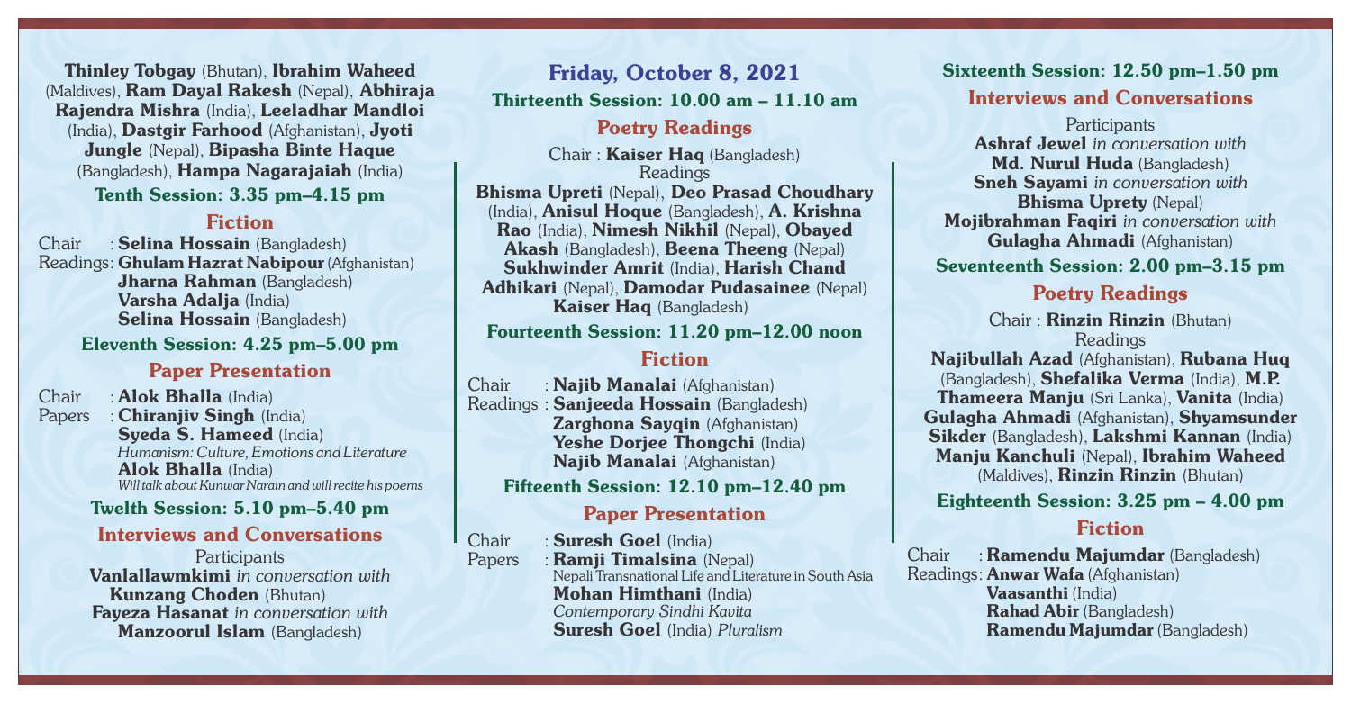**Thinley Tobgay** (Bhutan), **Ibrahim Waheed** (Maldives), **Ram Dayal Rakesh** (Nepal), **Abhiraja Rajendra Mishra** (India), **Leeladhar Mandloi** (India), **Dastgir Farhood** (Afghanistan), **Jyoti Jungle** (Nepal), **Bipasha Binte Haque** (Bangladesh), **Hampa Nagarajaiah** (India)

### Tenth Session: 3.35 pm–4.15 pm

#### Fiction

Chair : **Selina Hossain** (Bangladesh)
Readings: **Ghulam Hazrat Nabipour** (Afghanistan)
**Jharna Rahman** (Bangladesh)
**Varsha Adalja** (India)
**Selina Hossain** (Bangladesh)

### Eleventh Session: 4.25 pm–5.00 pm

#### Paper Presentation

Chair : **Alok Bhalla** (India)
Papers : **Chiranjiv Singh** (India)
**Syeda S. Hameed** (India)
*Humanism: Culture, Emotions and Literature*
**Alok Bhalla** (India)
*Will talk about Kunwar Narain and will recite his poems*

### Twelth Session: 5.10 pm–5.40 pm

#### Interviews and Conversations

Participants
**Vanlallawmkimi** *in conversation with* **Kunzang Choden** (Bhutan)
**Fayeza Hasanat** *in conversation with* **Manzoorul Islam** (Bangladesh)

## Friday, October 8, 2021

### Thirteenth Session: 10.00 am – 11.10 am

#### Poetry Readings

Chair : **Kaiser Haq** (Bangladesh)
Readings
**Bhisma Upreti** (Nepal), **Deo Prasad Choudhary** (India), **Anisul Hoque** (Bangladesh), **A. Krishna Rao** (India), **Nimesh Nikhil** (Nepal), **Obayed Akash** (Bangladesh), **Beena Theeng** (Nepal) **Sukhwinder Amrit** (India), **Harish Chand Adhikari** (Nepal), **Damodar Pudasainee** (Nepal) **Kaiser Haq** (Bangladesh)

### Fourteenth Session: 11.20 pm–12.00 noon

#### Fiction

Chair : **Najib Manalai** (Afghanistan)
Readings : **Sanjeeda Hossain** (Bangladesh)
**Zarghona Sayqin** (Afghanistan)
**Yeshe Dorjee Thongchi** (India)
**Najib Manalai** (Afghanistan)

### Fifteenth Session: 12.10 pm–12.40 pm

#### Paper Presentation

Chair : **Suresh Goel** (India)
Papers : **Ramji Timalsina** (Nepal)
Nepali Transnational Life and Literature in South Asia
**Mohan Himthani** (India)
*Contemporary Sindhi Kavita*
**Suresh Goel** (India) *Pluralism*

### Sixteenth Session: 12.50 pm–1.50 pm

#### Interviews and Conversations

Participants
**Ashraf Jewel** *in conversation with* **Md. Nurul Huda** (Bangladesh)
**Sneh Sayami** *in conversation with* **Bhisma Uprety** (Nepal)
**Mojibrahman Faqiri** *in conversation with* **Gulagha Ahmadi** (Afghanistan)

### Seventeenth Session: 2.00 pm–3.15 pm

#### Poetry Readings

Chair : **Rinzin Rinzin** (Bhutan)
Readings
**Najibullah Azad** (Afghanistan), **Rubana Huq** (Bangladesh), **Shefalika Verma** (India), **M.P. Thameera Manju** (Sri Lanka), **Vanita** (India) **Gulagha Ahmadi** (Afghanistan), **Shyamsunder Sikder** (Bangladesh), **Lakshmi Kannan** (India) **Manju Kanchuli** (Nepal), **Ibrahim Waheed** (Maldives), **Rinzin Rinzin** (Bhutan)

### Eighteenth Session: 3.25 pm – 4.00 pm

#### Fiction

Chair : **Ramendu Majumdar** (Bangladesh)
Readings: **Anwar Wafa** (Afghanistan)
**Vaasanthi** (India)
**Rahad Abir** (Bangladesh)
**Ramendu Majumdar** (Bangladesh)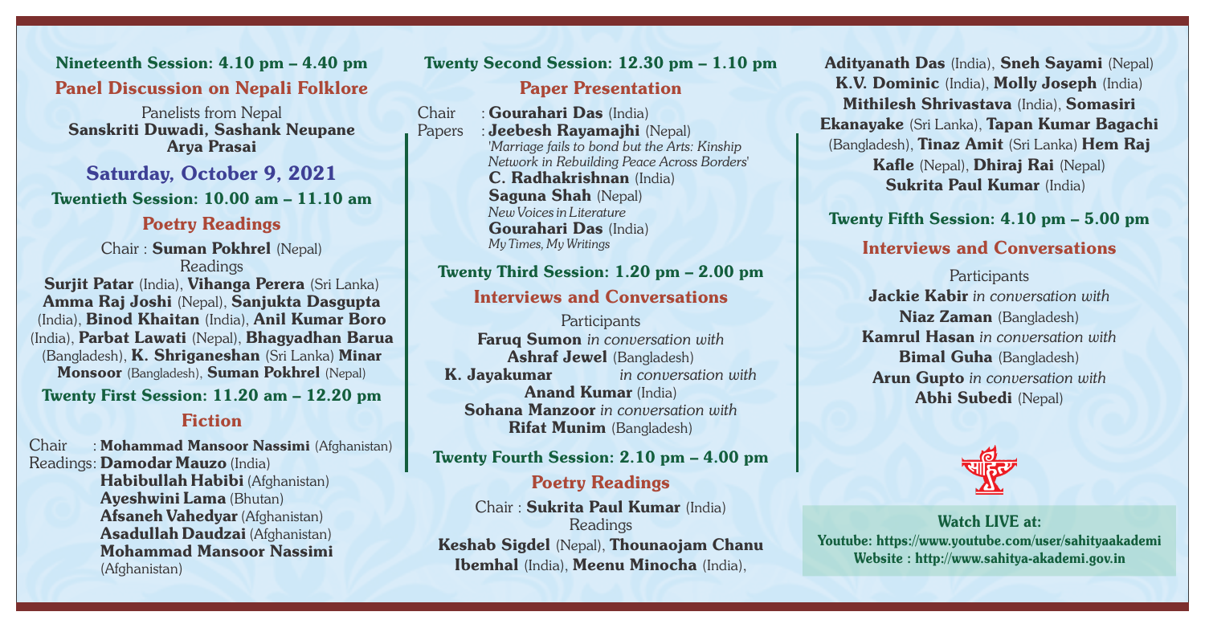### Nineteenth Session: 4.10 pm – 4.40 pm

#### Panel Discussion on Nepali Folklore

Panelists from Nepal
**Sanskriti Duwadi, Sashank Neupane**
**Arya Prasai**

## Saturday, October 9, 2021

### Twentieth Session: 10.00 am – 11.10 am

#### Poetry Readings

Chair : **Suman Pokhrel** (Nepal)
Readings
**Surjit Patar** (India), **Vihanga Perera** (Sri Lanka) **Amma Raj Joshi** (Nepal), **Sanjukta Dasgupta** (India), **Binod Khaitan** (India), **Anil Kumar Boro** (India), **Parbat Lawati** (Nepal), **Bhagyadhan Barua** (Bangladesh), **K. Shriganeshan** (Sri Lanka) **Minar Monsoor** (Bangladesh), **Suman Pokhrel** (Nepal)

### Twenty First Session: 11.20 am – 12.20 pm

#### Fiction

Chair : **Mohammad Mansoor Nassimi** (Afghanistan)
Readings: **Damodar Mauzo** (India)
**Habibullah Habibi** (Afghanistan)
**Ayeshwini Lama** (Bhutan)
**Afsaneh Vahedyar** (Afghanistan)
**Asadullah Daudzai** (Afghanistan)
**Mohammad Mansoor Nassimi** (Afghanistan)

### Twenty Second Session: 12.30 pm – 1.10 pm

#### Paper Presentation

Chair : **Gourahari Das** (India)
Papers : **Jeebesh Rayamajhi** (Nepal)
*'Marriage fails to bond but the Arts: Kinship Network in Rebuilding Peace Across Borders'*
**C. Radhakrishnan** (India)
**Saguna Shah** (Nepal)
*New Voices in Literature*
**Gourahari Das** (India)
*My Times, My Writings*

### Twenty Third Session: 1.20 pm – 2.00 pm

#### Interviews and Conversations

Participants
**Faruq Sumon** *in conversation with* **Ashraf Jewel** (Bangladesh)
**K. Jayakumar** *in conversation with* **Anand Kumar** (India)
**Sohana Manzoor** *in conversation with* **Rifat Munim** (Bangladesh)

### Twenty Fourth Session: 2.10 pm – 4.00 pm

#### Poetry Readings

Chair : **Sukrita Paul Kumar** (India)
Readings
**Keshab Sigdel** (Nepal), **Thounaojam Chanu Ibemhal** (India), **Meenu Minocha** (India), **Adityanath Das** (India), **Sneh Sayami** (Nepal) **K.V. Dominic** (India), **Molly Joseph** (India) **Mithilesh Shrivastava** (India), **Somasiri Ekanayake** (Sri Lanka), **Tapan Kumar Bagachi** (Bangladesh), **Tinaz Amit** (Sri Lanka) **Hem Raj Kafle** (Nepal), **Dhiraj Rai** (Nepal) **Sukrita Paul Kumar** (India)

### Twenty Fifth Session: 4.10 pm – 5.00 pm

#### Interviews and Conversations

Participants
**Jackie Kabir** *in conversation with* **Niaz Zaman** (Bangladesh)
**Kamrul Hasan** *in conversation with* **Bimal Guha** (Bangladesh)
**Arun Gupto** *in conversation with* **Abhi Subedi** (Nepal)

**Watch LIVE at:**
**Youtube: https://www.youtube.com/user/sahityaakademi**
**Website : http://www.sahitya-akademi.gov.in**